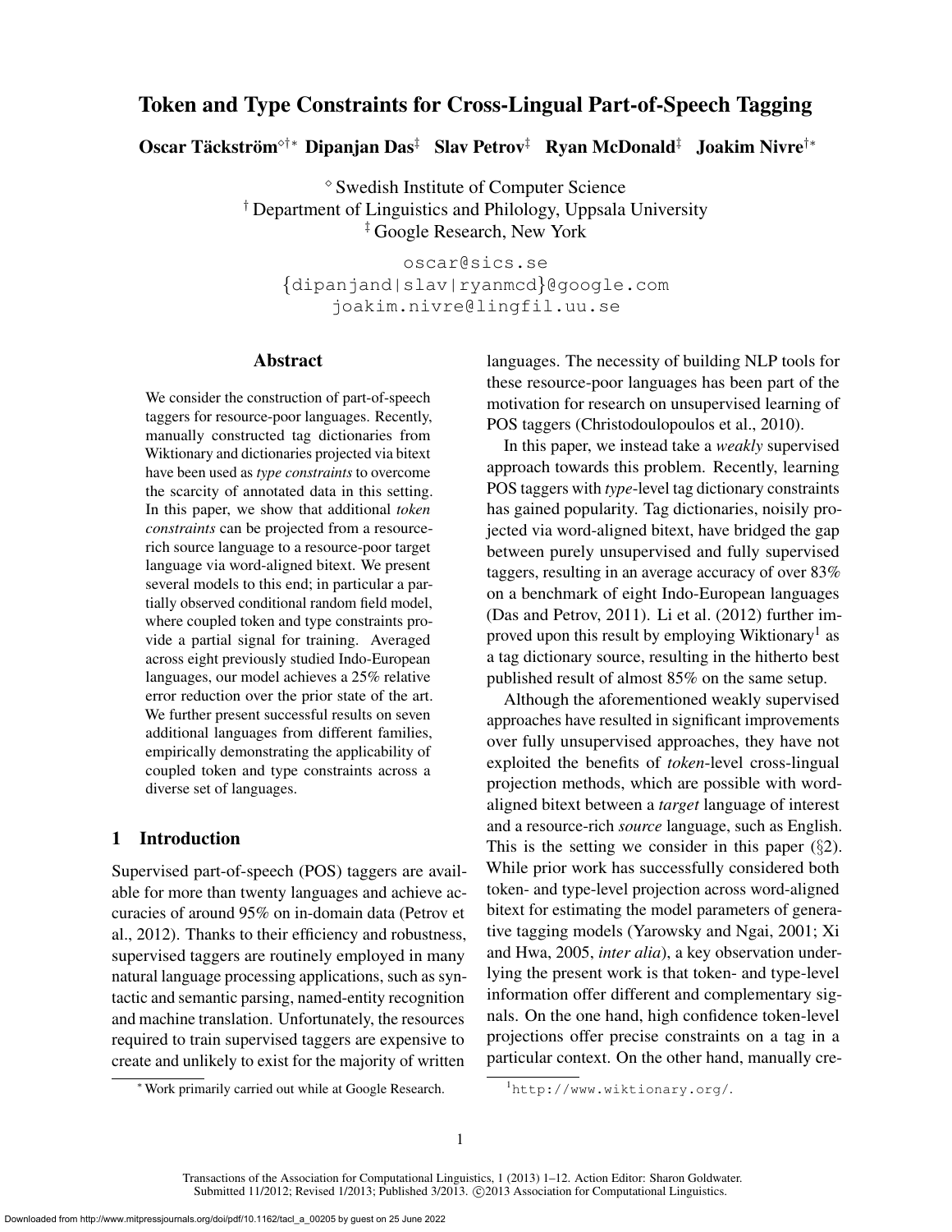# Token and Type Constraints for Cross-Lingual Part-of-Speech Tagging

**Oscar Täckström**[◇†*] **Dipanjan Das**[‡] **Slav Petrov**[‡] **Ryan McDonald**[‡] **Joakim Nivre**[†*]

[◇] Swedish Institute of Computer Science
[†] Department of Linguistics and Philology, Uppsala University
[‡] Google Research, New York

oscar@sics.se
{dipanjand|slav|ryanmcd}@google.com
joakim.nivre@lingfil.uu.se

## Abstract

We consider the construction of part-of-speech taggers for resource-poor languages. Recently, manually constructed tag dictionaries from Wiktionary and dictionaries projected via bitext have been used as *type constraints* to overcome the scarcity of annotated data in this setting. In this paper, we show that additional *token constraints* can be projected from a resource-rich source language to a resource-poor target language via word-aligned bitext. We present several models to this end; in particular a partially observed conditional random field model, where coupled token and type constraints provide a partial signal for training. Averaged across eight previously studied Indo-European languages, our model achieves a 25% relative error reduction over the prior state of the art. We further present successful results on seven additional languages from different families, empirically demonstrating the applicability of coupled token and type constraints across a diverse set of languages.

## 1 Introduction

Supervised part-of-speech (POS) taggers are available for more than twenty languages and achieve accuracies of around 95% on in-domain data (Petrov et al., 2012). Thanks to their efficiency and robustness, supervised taggers are routinely employed in many natural language processing applications, such as syntactic and semantic parsing, named-entity recognition and machine translation. Unfortunately, the resources required to train supervised taggers are expensive to create and unlikely to exist for the majority of written languages. The necessity of building NLP tools for these resource-poor languages has been part of the motivation for research on unsupervised learning of POS taggers (Christodoulopoulos et al., 2010).

In this paper, we instead take a *weakly* supervised approach towards this problem. Recently, learning POS taggers with *type*-level tag dictionary constraints has gained popularity. Tag dictionaries, noisily projected via word-aligned bitext, have bridged the gap between purely unsupervised and fully supervised taggers, resulting in an average accuracy of over 83% on a benchmark of eight Indo-European languages (Das and Petrov, 2011). Li et al. (2012) further improved upon this result by employing Wiktionary[1] as a tag dictionary source, resulting in the hitherto best published result of almost 85% on the same setup.

Although the aforementioned weakly supervised approaches have resulted in significant improvements over fully unsupervised approaches, they have not exploited the benefits of *token*-level cross-lingual projection methods, which are possible with word-aligned bitext between a *target* language of interest and a resource-rich *source* language, such as English. This is the setting we consider in this paper (§2). While prior work has successfully considered both token- and type-level projection across word-aligned bitext for estimating the model parameters of generative tagging models (Yarowsky and Ngai, 2001; Xi and Hwa, 2005, *inter alia*), a key observation underlying the present work is that token- and type-level information offer different and complementary signals. On the one hand, high confidence token-level projections offer precise constraints on a tag in a particular context. On the other hand, manually cre-

[*] Work primarily carried out while at Google Research.

[1] http://www.wiktionary.org/.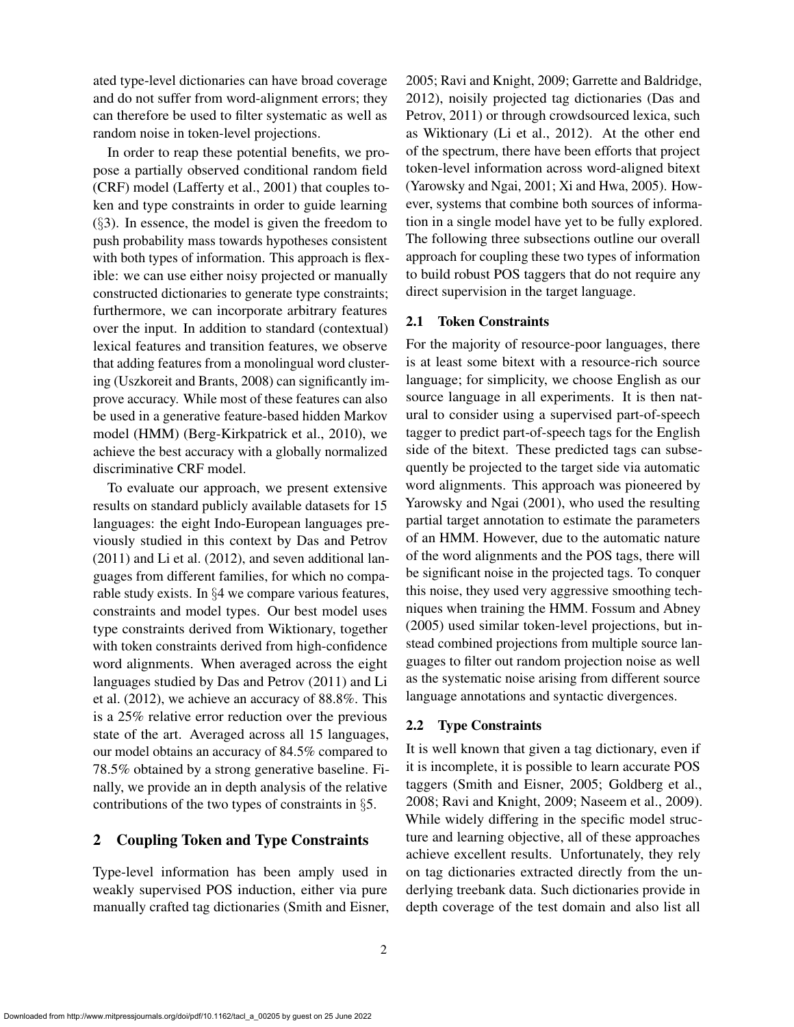ated type-level dictionaries can have broad coverage and do not suffer from word-alignment errors; they can therefore be used to filter systematic as well as random noise in token-level projections.

In order to reap these potential benefits, we propose a partially observed conditional random field (CRF) model (Lafferty et al., 2001) that couples token and type constraints in order to guide learning (§3). In essence, the model is given the freedom to push probability mass towards hypotheses consistent with both types of information. This approach is flexible: we can use either noisy projected or manually constructed dictionaries to generate type constraints; furthermore, we can incorporate arbitrary features over the input. In addition to standard (contextual) lexical features and transition features, we observe that adding features from a monolingual word clustering (Uszkoreit and Brants, 2008) can significantly improve accuracy. While most of these features can also be used in a generative feature-based hidden Markov model (HMM) (Berg-Kirkpatrick et al., 2010), we achieve the best accuracy with a globally normalized discriminative CRF model.

To evaluate our approach, we present extensive results on standard publicly available datasets for 15 languages: the eight Indo-European languages previously studied in this context by Das and Petrov (2011) and Li et al. (2012), and seven additional languages from different families, for which no comparable study exists. In §4 we compare various features, constraints and model types. Our best model uses type constraints derived from Wiktionary, together with token constraints derived from high-confidence word alignments. When averaged across the eight languages studied by Das and Petrov (2011) and Li et al. (2012), we achieve an accuracy of 88.8%. This is a 25% relative error reduction over the previous state of the art. Averaged across all 15 languages, our model obtains an accuracy of 84.5% compared to 78.5% obtained by a strong generative baseline. Finally, we provide an in depth analysis of the relative contributions of the two types of constraints in §5.

## 2 Coupling Token and Type Constraints

Type-level information has been amply used in weakly supervised POS induction, either via pure manually crafted tag dictionaries (Smith and Eisner, 2005; Ravi and Knight, 2009; Garrette and Baldridge, 2012), noisily projected tag dictionaries (Das and Petrov, 2011) or through crowdsourced lexica, such as Wiktionary (Li et al., 2012). At the other end of the spectrum, there have been efforts that project token-level information across word-aligned bitext (Yarowsky and Ngai, 2001; Xi and Hwa, 2005). However, systems that combine both sources of information in a single model have yet to be fully explored. The following three subsections outline our overall approach for coupling these two types of information to build robust POS taggers that do not require any direct supervision in the target language.

### 2.1 Token Constraints

For the majority of resource-poor languages, there is at least some bitext with a resource-rich source language; for simplicity, we choose English as our source language in all experiments. It is then natural to consider using a supervised part-of-speech tagger to predict part-of-speech tags for the English side of the bitext. These predicted tags can subsequently be projected to the target side via automatic word alignments. This approach was pioneered by Yarowsky and Ngai (2001), who used the resulting partial target annotation to estimate the parameters of an HMM. However, due to the automatic nature of the word alignments and the POS tags, there will be significant noise in the projected tags. To conquer this noise, they used very aggressive smoothing techniques when training the HMM. Fossum and Abney (2005) used similar token-level projections, but instead combined projections from multiple source languages to filter out random projection noise as well as the systematic noise arising from different source language annotations and syntactic divergences.

### 2.2 Type Constraints

It is well known that given a tag dictionary, even if it is incomplete, it is possible to learn accurate POS taggers (Smith and Eisner, 2005; Goldberg et al., 2008; Ravi and Knight, 2009; Naseem et al., 2009). While widely differing in the specific model structure and learning objective, all of these approaches achieve excellent results. Unfortunately, they rely on tag dictionaries extracted directly from the underlying treebank data. Such dictionaries provide in depth coverage of the test domain and also list all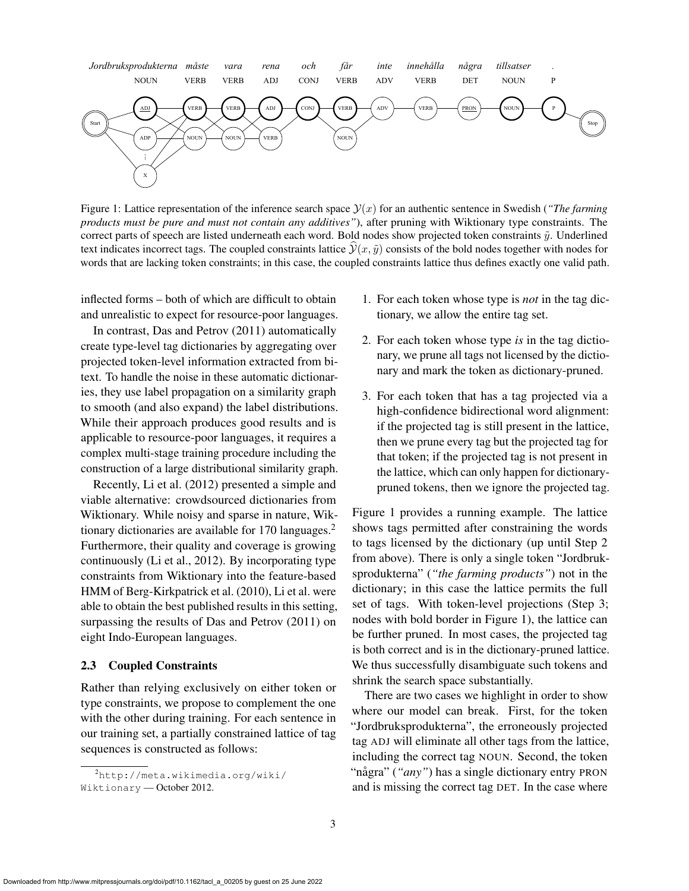Figure 1: Lattice representation of the inference search space $\mathcal{Y}(x)$ for an authentic sentence in Swedish (*"The farming products must be pure and must not contain any additives"*), after pruning with Wiktionary type constraints. The correct parts of speech are listed underneath each word. Bold nodes show projected token constraints $\tilde{y}$. Underlined text indicates incorrect tags. The coupled constraints lattice $\widehat{\mathcal{Y}}(x, \tilde{y})$ consists of the bold nodes together with nodes for words that are lacking token constraints; in this case, the coupled constraints lattice thus defines exactly one valid path.

inflected forms – both of which are difficult to obtain and unrealistic to expect for resource-poor languages.

In contrast, Das and Petrov (2011) automatically create type-level tag dictionaries by aggregating over projected token-level information extracted from bitext. To handle the noise in these automatic dictionaries, they use label propagation on a similarity graph to smooth (and also expand) the label distributions. While their approach produces good results and is applicable to resource-poor languages, it requires a complex multi-stage training procedure including the construction of a large distributional similarity graph.

Recently, Li et al. (2012) presented a simple and viable alternative: crowdsourced dictionaries from Wiktionary. While noisy and sparse in nature, Wiktionary dictionaries are available for 170 languages.[2] Furthermore, their quality and coverage is growing continuously (Li et al., 2012). By incorporating type constraints from Wiktionary into the feature-based HMM of Berg-Kirkpatrick et al. (2010), Li et al. were able to obtain the best published results in this setting, surpassing the results of Das and Petrov (2011) on eight Indo-European languages.

### 2.3 Coupled Constraints

Rather than relying exclusively on either token or type constraints, we propose to complement the one with the other during training. For each sentence in our training set, a partially constrained lattice of tag sequences is constructed as follows:

1. For each token whose type is *not* in the tag dictionary, we allow the entire tag set.
2. For each token whose type *is* in the tag dictionary, we prune all tags not licensed by the dictionary and mark the token as dictionary-pruned.
3. For each token that has a tag projected via a high-confidence bidirectional word alignment: if the projected tag is still present in the lattice, then we prune every tag but the projected tag for that token; if the projected tag is not present in the lattice, which can only happen for dictionary-pruned tokens, then we ignore the projected tag.

Figure 1 provides a running example. The lattice shows tags permitted after constraining the words to tags licensed by the dictionary (up until Step 2 from above). There is only a single token "Jordbruksprodukterna" (*"the farming products"*) not in the dictionary; in this case the lattice permits the full set of tags. With token-level projections (Step 3; nodes with bold border in Figure 1), the lattice can be further pruned. In most cases, the projected tag is both correct and is in the dictionary-pruned lattice. We thus successfully disambiguate such tokens and shrink the search space substantially.

There are two cases we highlight in order to show where our model can break. First, for the token "Jordbruksprodukterna", the erroneously projected tag ADJ will eliminate all other tags from the lattice, including the correct tag NOUN. Second, the token "några" (*"any"*) has a single dictionary entry PRON and is missing the correct tag DET. In the case where

[2] http://meta.wikimedia.org/wiki/Wiktionary — October 2012.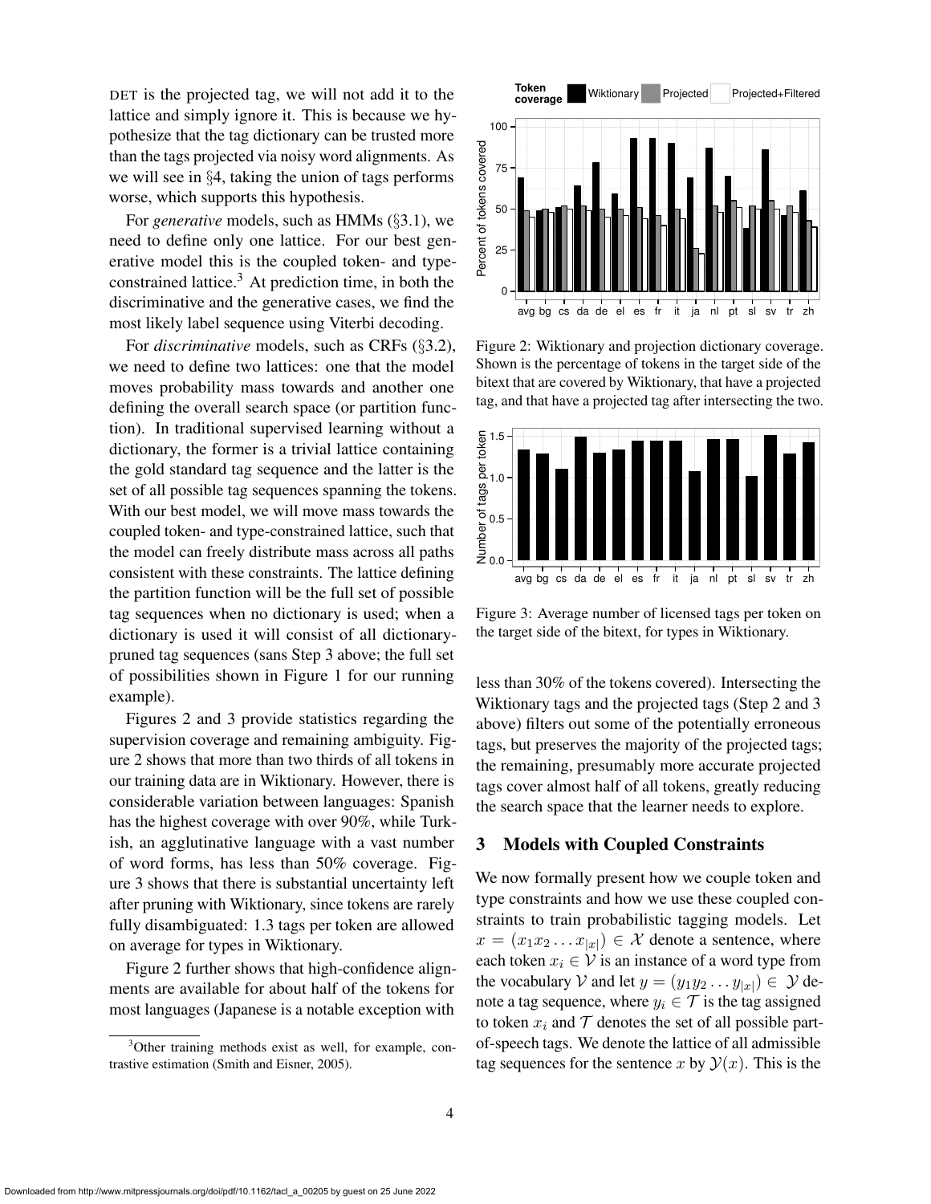DET is the projected tag, we will not add it to the lattice and simply ignore it. This is because we hypothesize that the tag dictionary can be trusted more than the tags projected via noisy word alignments. As we will see in §4, taking the union of tags performs worse, which supports this hypothesis.

For *generative* models, such as HMMs (§3.1), we need to define only one lattice. For our best generative model this is the coupled token- and type-constrained lattice.[3] At prediction time, in both the discriminative and the generative cases, we find the most likely label sequence using Viterbi decoding.

For *discriminative* models, such as CRFs (§3.2), we need to define two lattices: one that the model moves probability mass towards and another one defining the overall search space (or partition function). In traditional supervised learning without a dictionary, the former is a trivial lattice containing the gold standard tag sequence and the latter is the set of all possible tag sequences spanning the tokens. With our best model, we will move mass towards the coupled token- and type-constrained lattice, such that the model can freely distribute mass across all paths consistent with these constraints. The lattice defining the partition function will be the full set of possible tag sequences when no dictionary is used; when a dictionary is used it will consist of all dictionary-pruned tag sequences (sans Step 3 above; the full set of possibilities shown in Figure 1 for our running example).

Figures 2 and 3 provide statistics regarding the supervision coverage and remaining ambiguity. Figure 2 shows that more than two thirds of all tokens in our training data are in Wiktionary. However, there is considerable variation between languages: Spanish has the highest coverage with over 90%, while Turkish, an agglutinative language with a vast number of word forms, has less than 50% coverage. Figure 3 shows that there is substantial uncertainty left after pruning with Wiktionary, since tokens are rarely fully disambiguated: 1.3 tags per token are allowed on average for types in Wiktionary.

Figure 2 further shows that high-confidence alignments are available for about half of the tokens for most languages (Japanese is a notable exception with less than 30% of the tokens covered). Intersecting the Wiktionary tags and the projected tags (Step 2 and 3 above) filters out some of the potentially erroneous tags, but preserves the majority of the projected tags; the remaining, presumably more accurate projected tags cover almost half of all tokens, greatly reducing the search space that the learner needs to explore.

Figure 2: Wiktionary and projection dictionary coverage. Shown is the percentage of tokens in the target side of the bitext that are covered by Wiktionary, that have a projected tag, and that have a projected tag after intersecting the two.

Figure 3: Average number of licensed tags per token on the target side of the bitext, for types in Wiktionary.

## 3 Models with Coupled Constraints

We now formally present how we couple token and type constraints and how we use these coupled constraints to train probabilistic tagging models. Let $x = (x_1 x_2 \dots x_{|x|}) \in \mathcal{X}$ denote a sentence, where each token $x_i \in \mathcal{V}$ is an instance of a word type from the vocabulary $\mathcal{V}$ and let $y = (y_1 y_2 \dots y_{|x|}) \in \mathcal{Y}$ denote a tag sequence, where $y_i \in \mathcal{T}$ is the tag assigned to token $x_i$ and $\mathcal{T}$ denotes the set of all possible part-of-speech tags. We denote the lattice of all admissible tag sequences for the sentence $x$ by $\mathcal{Y}(x)$. This is the

[3] Other training methods exist as well, for example, contrastive estimation (Smith and Eisner, 2005).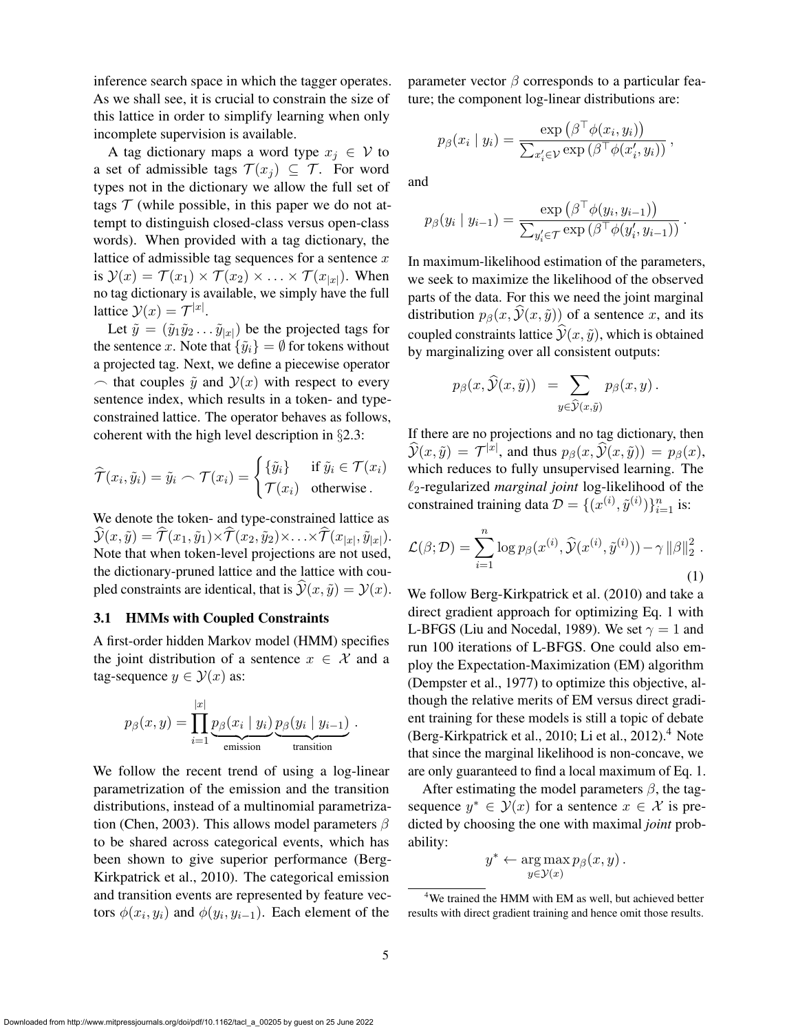inference search space in which the tagger operates. As we shall see, it is crucial to constrain the size of this lattice in order to simplify learning when only incomplete supervision is available.

A tag dictionary maps a word type $x_j \in \mathcal{V}$ to a set of admissible tags $\mathcal{T}(x_j) \subseteq \mathcal{T}$. For word types not in the dictionary we allow the full set of tags $\mathcal{T}$ (while possible, in this paper we do not attempt to distinguish closed-class versus open-class words). When provided with a tag dictionary, the lattice of admissible tag sequences for a sentence $x$ is $\mathcal{Y}(x) = \mathcal{T}(x_1) \times \mathcal{T}(x_2) \times \ldots \times \mathcal{T}(x_{|x|})$. When no tag dictionary is available, we simply have the full lattice $\mathcal{Y}(x) = \mathcal{T}^{|x|}$.

Let $\tilde{y} = (\tilde{y}_1 \tilde{y}_2 \ldots \tilde{y}_{|x|})$ be the projected tags for the sentence $x$. Note that $\{\tilde{y}_i\} = \emptyset$ for tokens without a projected tag. Next, we define a piecewise operator $\frown$ that couples $\tilde{y}$ and $\mathcal{Y}(x)$ with respect to every sentence index, which results in a token- and type-constrained lattice. The operator behaves as follows, coherent with the high level description in §2.3:

$$\widehat{\mathcal{T}}(x_i, \tilde{y}_i) = \tilde{y}_i \frown \mathcal{T}(x_i) = \begin{cases} \{\tilde{y}_i\} & \text{if } \tilde{y}_i \in \mathcal{T}(x_i) \\ \mathcal{T}(x_i) & \text{otherwise}. \end{cases}$$

We denote the token- and type-constrained lattice as $\widehat{\mathcal{Y}}(x, \tilde{y}) = \widehat{\mathcal{T}}(x_1, \tilde{y}_1) \times \widehat{\mathcal{T}}(x_2, \tilde{y}_2) \times \ldots \times \widehat{\mathcal{T}}(x_{|x|}, \tilde{y}_{|x|})$. Note that when token-level projections are not used, the dictionary-pruned lattice and the lattice with coupled constraints are identical, that is $\widehat{\mathcal{Y}}(x, \tilde{y}) = \mathcal{Y}(x)$.

### 3.1 HMMs with Coupled Constraints

A first-order hidden Markov model (HMM) specifies the joint distribution of a sentence $x \in \mathcal{X}$ and a tag-sequence $y \in \mathcal{Y}(x)$ as:

$$p_\beta(x, y) = \prod_{i=1}^{|x|} \underbrace{p_\beta(x_i \mid y_i)}_{\text{emission}} \underbrace{p_\beta(y_i \mid y_{i-1})}_{\text{transition}}.$$

We follow the recent trend of using a log-linear parametrization of the emission and the transition distributions, instead of a multinomial parametrization (Chen, 2003). This allows model parameters $\beta$ to be shared across categorical events, which has been shown to give superior performance (Berg-Kirkpatrick et al., 2010). The categorical emission and transition events are represented by feature vectors $\phi(x_i, y_i)$ and $\phi(y_i, y_{i-1})$. Each element of the parameter vector $\beta$ corresponds to a particular feature; the component log-linear distributions are:

$$p_\beta(x_i \mid y_i) = \frac{\exp\left(\beta^\top \phi(x_i, y_i)\right)}{\sum_{x'_i \in \mathcal{V}} \exp\left(\beta^\top \phi(x'_i, y_i)\right)},$$

and

$$p_\beta(y_i \mid y_{i-1}) = \frac{\exp\left(\beta^\top \phi(y_i, y_{i-1})\right)}{\sum_{y'_i \in \mathcal{T}} \exp\left(\beta^\top \phi(y'_i, y_{i-1})\right)}.$$

In maximum-likelihood estimation of the parameters, we seek to maximize the likelihood of the observed parts of the data. For this we need the joint marginal distribution $p_\beta(x, \widehat{\mathcal{Y}}(x, \tilde{y}))$ of a sentence $x$, and its coupled constraints lattice $\widehat{\mathcal{Y}}(x, \tilde{y})$, which is obtained by marginalizing over all consistent outputs:

$$p_\beta(x, \widehat{\mathcal{Y}}(x, \tilde{y})) = \sum_{y \in \widehat{\mathcal{Y}}(x, \tilde{y})} p_\beta(x, y).$$

If there are no projections and no tag dictionary, then $\widehat{\mathcal{Y}}(x, \tilde{y}) = \mathcal{T}^{|x|}$, and thus $p_\beta(x, \widehat{\mathcal{Y}}(x, \tilde{y})) = p_\beta(x)$, which reduces to fully unsupervised learning. The $\ell_2$-regularized *marginal joint* log-likelihood of the constrained training data $\mathcal{D} = \{(x^{(i)}, \tilde{y}^{(i)})\}_{i=1}^n$ is:

$$\mathcal{L}(\beta; \mathcal{D}) = \sum_{i=1}^{n} \log p_\beta(x^{(i)}, \widehat{\mathcal{Y}}(x^{(i)}, \tilde{y}^{(i)})) - \gamma \|\beta\|_2^2. \tag{1}$$

We follow Berg-Kirkpatrick et al. (2010) and take a direct gradient approach for optimizing Eq. 1 with L-BFGS (Liu and Nocedal, 1989). We set $\gamma = 1$ and run 100 iterations of L-BFGS. One could also employ the Expectation-Maximization (EM) algorithm (Dempster et al., 1977) to optimize this objective, although the relative merits of EM versus direct gradient training for these models is still a topic of debate (Berg-Kirkpatrick et al., 2010; Li et al., 2012).[4] Note that since the marginal likelihood is non-concave, we are only guaranteed to find a local maximum of Eq. 1.

After estimating the model parameters $\beta$, the tag-sequence $y^* \in \mathcal{Y}(x)$ for a sentence $x \in \mathcal{X}$ is predicted by choosing the one with maximal *joint* probability:

$$y^* \leftarrow \arg\max_{y \in \mathcal{Y}(x)} p_\beta(x, y).$$

[4] We trained the HMM with EM as well, but achieved better results with direct gradient training and hence omit those results.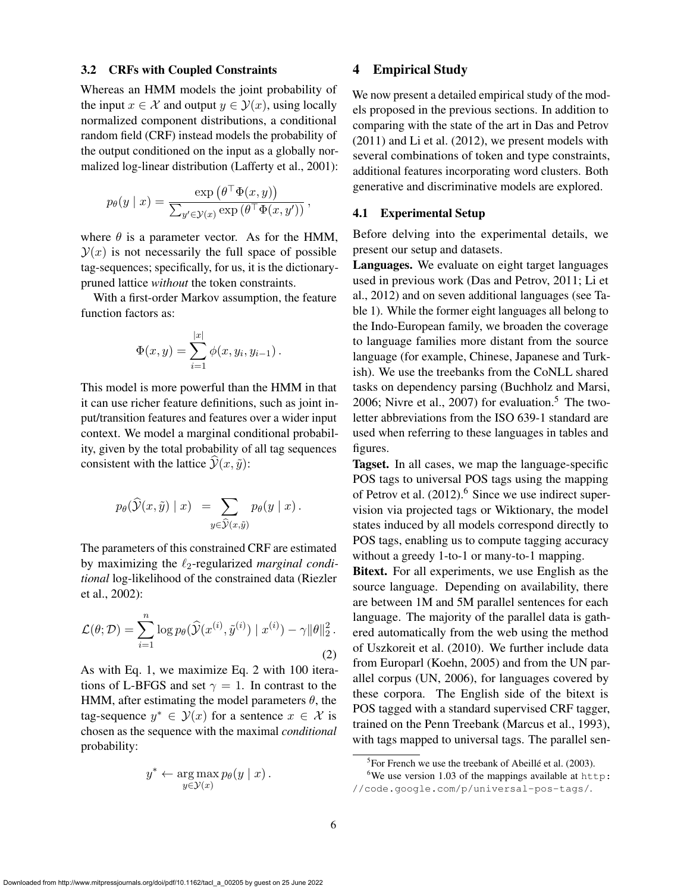### 3.2 CRFs with Coupled Constraints

Whereas an HMM models the joint probability of the input $x \in \mathcal{X}$ and output $y \in \mathcal{Y}(x)$, using locally normalized component distributions, a conditional random field (CRF) instead models the probability of the output conditioned on the input as a globally normalized log-linear distribution (Lafferty et al., 2001):

$$p_\theta(y \mid x) = \frac{\exp\left(\theta^\top \Phi(x, y)\right)}{\sum_{y' \in \mathcal{Y}(x)} \exp\left(\theta^\top \Phi(x, y')\right)} \,,$$

where $\theta$ is a parameter vector. As for the HMM, $\mathcal{Y}(x)$ is not necessarily the full space of possible tag-sequences; specifically, for us, it is the dictionary-pruned lattice *without* the token constraints.

With a first-order Markov assumption, the feature function factors as:

$$\Phi(x, y) = \sum_{i=1}^{|x|} \phi(x, y_i, y_{i-1}) \,.$$

This model is more powerful than the HMM in that it can use richer feature definitions, such as joint input/transition features and features over a wider input context. We model a marginal conditional probability, given by the total probability of all tag sequences consistent with the lattice $\widehat{\mathcal{Y}}(x, \tilde{y})$:

$$p_\theta(\widehat{\mathcal{Y}}(x, \tilde{y}) \mid x) \;\; = \sum_{y \in \widehat{\mathcal{Y}}(x, \tilde{y})} p_\theta(y \mid x) \,.$$

The parameters of this constrained CRF are estimated by maximizing the $\ell_2$-regularized *marginal conditional* log-likelihood of the constrained data (Riezler et al., 2002):

$$\mathcal{L}(\theta; \mathcal{D}) = \sum_{i=1}^{n} \log p_\theta(\widehat{\mathcal{Y}}(x^{(i)}, \tilde{y}^{(i)}) \mid x^{(i)}) - \gamma \|\theta\|_2^2 \,. \tag{2}$$

As with Eq. 1, we maximize Eq. 2 with 100 iterations of L-BFGS and set $\gamma = 1$. In contrast to the HMM, after estimating the model parameters $\theta$, the tag-sequence $y^* \in \mathcal{Y}(x)$ for a sentence $x \in \mathcal{X}$ is chosen as the sequence with the maximal *conditional* probability:

$$y^* \leftarrow \operatorname*{arg\,max}_{y \in \mathcal{Y}(x)} p_\theta(y \mid x) \,.$$

## 4 Empirical Study

We now present a detailed empirical study of the models proposed in the previous sections. In addition to comparing with the state of the art in Das and Petrov (2011) and Li et al. (2012), we present models with several combinations of token and type constraints, additional features incorporating word clusters. Both generative and discriminative models are explored.

### 4.1 Experimental Setup

Before delving into the experimental details, we present our setup and datasets.

**Languages.** We evaluate on eight target languages used in previous work (Das and Petrov, 2011; Li et al., 2012) and on seven additional languages (see Table 1). While the former eight languages all belong to the Indo-European family, we broaden the coverage to language families more distant from the source language (for example, Chinese, Japanese and Turkish). We use the treebanks from the CoNLL shared tasks on dependency parsing (Buchholz and Marsi, 2006; Nivre et al., 2007) for evaluation.[5] The two-letter abbreviations from the ISO 639-1 standard are used when referring to these languages in tables and figures.

**Tagset.** In all cases, we map the language-specific POS tags to universal POS tags using the mapping of Petrov et al. (2012).[6] Since we use indirect supervision via projected tags or Wiktionary, the model states induced by all models correspond directly to POS tags, enabling us to compute tagging accuracy without a greedy 1-to-1 or many-to-1 mapping.

**Bitext.** For all experiments, we use English as the source language. Depending on availability, there are between 1M and 5M parallel sentences for each language. The majority of the parallel data is gathered automatically from the web using the method of Uszkoreit et al. (2010). We further include data from Europarl (Koehn, 2005) and from the UN parallel corpus (UN, 2006), for languages covered by these corpora. The English side of the bitext is POS tagged with a standard supervised CRF tagger, trained on the Penn Treebank (Marcus et al., 1993), with tags mapped to universal tags. The parallel sen-

[5] For French we use the treebank of Abeillé et al. (2003).

[6] We use version 1.03 of the mappings available at http://code.google.com/p/universal-pos-tags/.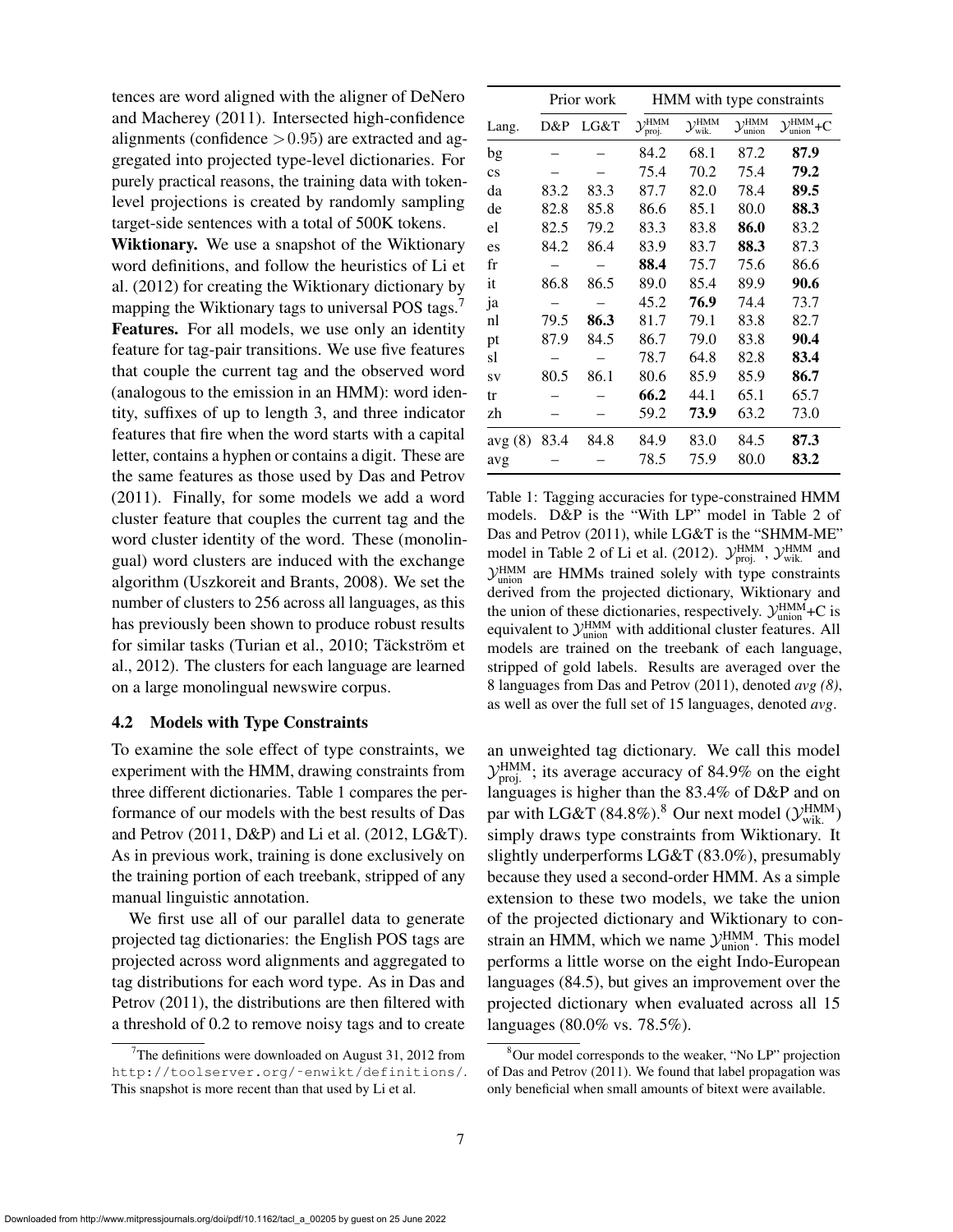tences are word aligned with the aligner of DeNero and Macherey (2011). Intersected high-confidence alignments (confidence $> 0.95$) are extracted and aggregated into projected type-level dictionaries. For purely practical reasons, the training data with token-level projections is created by randomly sampling target-side sentences with a total of 500K tokens.

**Wiktionary.** We use a snapshot of the Wiktionary word definitions, and follow the heuristics of Li et al. (2012) for creating the Wiktionary dictionary by mapping the Wiktionary tags to universal POS tags.[7]

**Features.** For all models, we use only an identity feature for tag-pair transitions. We use five features that couple the current tag and the observed word (analogous to the emission in an HMM): word identity, suffixes of up to length 3, and three indicator features that fire when the word starts with a capital letter, contains a hyphen or contains a digit. These are the same features as those used by Das and Petrov (2011). Finally, for some models we add a word cluster feature that couples the current tag and the word cluster identity of the word. These (monolingual) word clusters are induced with the exchange algorithm (Uszkoreit and Brants, 2008). We set the number of clusters to 256 across all languages, as this has previously been shown to produce robust results for similar tasks (Turian et al., 2010; Täckström et al., 2012). The clusters for each language are learned on a large monolingual newswire corpus.

### 4.2 Models with Type Constraints

To examine the sole effect of type constraints, we experiment with the HMM, drawing constraints from three different dictionaries. Table 1 compares the performance of our models with the best results of Das and Petrov (2011, D&P) and Li et al. (2012, LG&T). As in previous work, training is done exclusively on the training portion of each treebank, stripped of any manual linguistic annotation.

We first use all of our parallel data to generate projected tag dictionaries: the English POS tags are projected across word alignments and aggregated to tag distributions for each word type. As in Das and Petrov (2011), the distributions are then filtered with a threshold of 0.2 to remove noisy tags and to create an unweighted tag dictionary. We call this model $\mathcal{Y}^{\text{HMM}}_{\text{proj.}}$; its average accuracy of 84.9% on the eight languages is higher than the 83.4% of D&P and on par with LG&T (84.8%).[8] Our next model ($\mathcal{Y}^{\text{HMM}}_{\text{wik.}}$) simply draws type constraints from Wiktionary. It slightly underperforms LG&T (83.0%), presumably because they used a second-order HMM. As a simple extension to these two models, we take the union of the projected dictionary and Wiktionary to constrain an HMM, which we name $\mathcal{Y}^{\text{HMM}}_{\text{union}}$. This model performs a little worse on the eight Indo-European languages (84.5), but gives an improvement over the projected dictionary when evaluated across all 15 languages (80.0% vs. 78.5%).

| | Prior work | | HMM with type constraints | | | |
|---|---|---|---|---|---|---|
| Lang. | D&P | LG&T | $\mathcal{Y}^{\text{HMM}}_{\text{proj.}}$ | $\mathcal{Y}^{\text{HMM}}_{\text{wik.}}$ | $\mathcal{Y}^{\text{HMM}}_{\text{union}}$ | $\mathcal{Y}^{\text{HMM}}_{\text{union}}$+C |
| bg | – | – | 84.2 | 68.1 | 87.2 | **87.9** |
| cs | – | – | 75.4 | 70.2 | 75.4 | **79.2** |
| da | 83.2 | 83.3 | 87.7 | 82.0 | 78.4 | **89.5** |
| de | 82.8 | 85.8 | 86.6 | 85.1 | 80.0 | **88.3** |
| el | 82.5 | 79.2 | 83.3 | 83.8 | **86.0** | 83.2 |
| es | 84.2 | 86.4 | 83.9 | 83.7 | **88.3** | 87.3 |
| fr | – | – | **88.4** | 75.7 | 75.6 | 86.6 |
| it | 86.8 | 86.5 | 89.0 | 85.4 | 89.9 | **90.6** |
| ja | – | – | 45.2 | **76.9** | 74.4 | 73.7 |
| nl | 79.5 | **86.3** | 81.7 | 79.1 | 83.8 | 82.7 |
| pt | 87.9 | 84.5 | 86.7 | 79.0 | 83.8 | **90.4** |
| sl | – | – | 78.7 | 64.8 | 82.8 | **83.4** |
| sv | 80.5 | 86.1 | 80.6 | 85.9 | 85.9 | **86.7** |
| tr | – | – | **66.2** | 44.1 | 65.1 | 65.7 |
| zh | – | – | 59.2 | **73.9** | 63.2 | 73.0 |
| avg (8) | 83.4 | 84.8 | 84.9 | 83.0 | 84.5 | **87.3** |
| avg | – | – | 78.5 | 75.9 | 80.0 | **83.2** |

Table 1: Tagging accuracies for type-constrained HMM models. D&P is the "With LP" model in Table 2 of Das and Petrov (2011), while LG&T is the "SHMM-ME" model in Table 2 of Li et al. (2012). $\mathcal{Y}^{\text{HMM}}_{\text{proj.}}$, $\mathcal{Y}^{\text{HMM}}_{\text{wik.}}$ and $\mathcal{Y}^{\text{HMM}}_{\text{union}}$ are HMMs trained solely with type constraints derived from the projected dictionary, Wiktionary and the union of these dictionaries, respectively. $\mathcal{Y}^{\text{HMM}}_{\text{union}}$+C is equivalent to $\mathcal{Y}^{\text{HMM}}_{\text{union}}$ with additional cluster features. All models are trained on the treebank of each language, stripped of gold labels. Results are averaged over the 8 languages from Das and Petrov (2011), denoted *avg (8)*, as well as over the full set of 15 languages, denoted *avg*.

[7] The definitions were downloaded on August 31, 2012 from http://toolserver.org/~enwikt/definitions/. This snapshot is more recent than that used by Li et al.

[8] Our model corresponds to the weaker, "No LP" projection of Das and Petrov (2011). We found that label propagation was only beneficial when small amounts of bitext were available.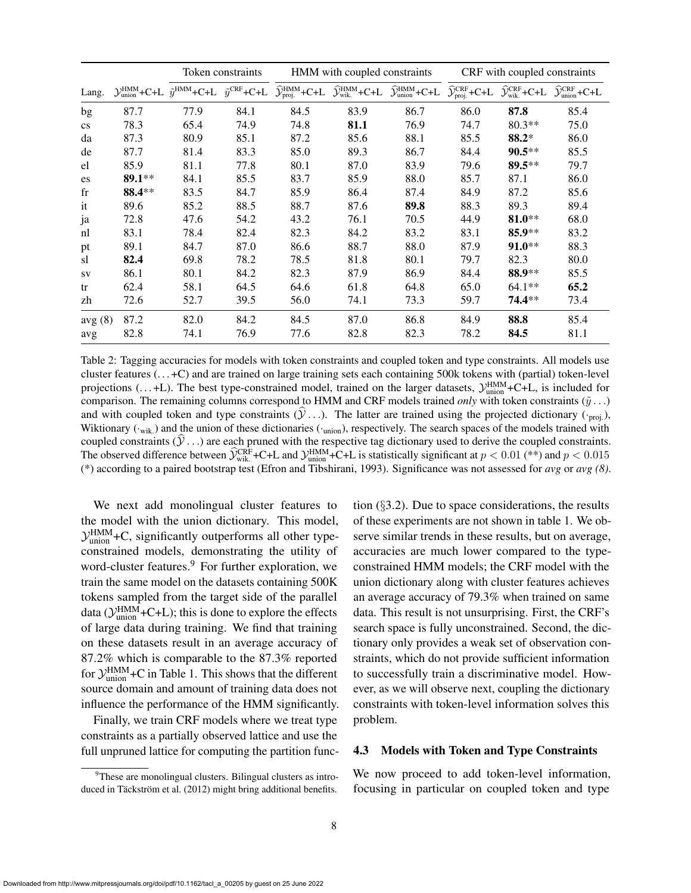| Lang. | $\mathcal{Y}^{\text{HMM}}_{\text{union}}$+C+L | Token constraints $\tilde{y}^{\text{HMM}}$+C+L | $\tilde{y}^{\text{CRF}}$+C+L | HMM with coupled constraints $\widehat{\mathcal{Y}}^{\text{HMM}}_{\text{proj.}}$+C+L | $\widehat{\mathcal{Y}}^{\text{HMM}}_{\text{wik.}}$+C+L | $\widehat{\mathcal{Y}}^{\text{HMM}}_{\text{union}}$+C+L | CRF with coupled constraints $\widehat{\mathcal{Y}}^{\text{CRF}}_{\text{proj.}}$+C+L | $\widehat{\mathcal{Y}}^{\text{CRF}}_{\text{wik.}}$+C+L | $\widehat{\mathcal{Y}}^{\text{CRF}}_{\text{union}}$+C+L |
|---|---|---|---|---|---|---|---|---|---|
| bg | 87.7 | 77.9 | 84.1 | 84.5 | 83.9 | 86.7 | 86.0 | **87.8** | 85.4 |
| cs | 78.3 | 65.4 | 74.9 | 74.8 | **81.1** | 76.9 | 74.7 | 80.3** | 75.0 |
| da | 87.3 | 80.9 | 85.1 | 87.2 | 85.6 | 88.1 | 85.5 | **88.2*** | 86.0 |
| de | 87.7 | 81.4 | 83.3 | 85.0 | 89.3 | 86.7 | 84.4 | **90.5**** | 85.5 |
| el | 85.9 | 81.1 | 77.8 | 80.1 | 87.0 | 83.9 | 79.6 | **89.5**** | 79.7 |
| es | **89.1**** | 84.1 | 85.5 | 83.7 | 85.9 | 88.0 | 85.7 | 87.1 | 86.0 |
| fr | **88.4**** | 83.5 | 84.7 | 85.9 | 86.4 | 87.4 | 84.9 | 87.2 | 85.6 |
| it | 89.6 | 85.2 | 88.5 | 88.7 | 87.6 | **89.8** | 88.3 | 89.3 | 89.4 |
| ja | 72.8 | 47.6 | 54.2 | 43.2 | 76.1 | 70.5 | 44.9 | **81.0**** | 68.0 |
| nl | 83.1 | 78.4 | 82.4 | 82.3 | 84.2 | 83.2 | 83.1 | **85.9**** | 83.2 |
| pt | 89.1 | 84.7 | 87.0 | 86.6 | 88.7 | 88.0 | 87.9 | **91.0**** | 88.3 |
| sl | **82.4** | 69.8 | 78.2 | 78.5 | 81.8 | 80.1 | 79.7 | 82.3 | 80.0 |
| sv | 86.1 | 80.1 | 84.2 | 82.3 | 87.9 | 86.9 | 84.4 | **88.9**** | 85.5 |
| tr | 62.4 | 58.1 | 64.5 | 64.6 | 61.8 | 64.8 | 65.0 | 64.1** | **65.2** |
| zh | 72.6 | 52.7 | 39.5 | 56.0 | 74.1 | 73.3 | 59.7 | **74.4**** | 73.4 |
| avg (8) | 87.2 | 82.0 | 84.2 | 84.5 | 87.0 | 86.8 | 84.9 | **88.8** | 85.4 |
| avg | 82.8 | 74.1 | 76.9 | 77.6 | 82.8 | 82.3 | 78.2 | **84.5** | 81.1 |

Table 2: Tagging accuracies for models with token constraints and coupled token and type constraints. All models use cluster features (…+C) and are trained on large training sets each containing 500k tokens with (partial) token-level projections (…+L). The best type-constrained model, trained on the larger datasets, $\mathcal{Y}^{\text{HMM}}_{\text{union}}$+C+L, is included for comparison. The remaining columns correspond to HMM and CRF models trained *only* with token constraints ($\tilde{y}\ldots$) and with coupled token and type constraints ($\widehat{\mathcal{Y}}\ldots$). The latter are trained using the projected dictionary ($\cdot_{\text{proj.}}$), Wiktionary ($\cdot_{\text{wik.}}$) and the union of these dictionaries ($\cdot_{\text{union}}$), respectively. The search spaces of the models trained with coupled constraints ($\widehat{\mathcal{Y}}\ldots$) are each pruned with the respective tag dictionary used to derive the coupled constraints. The observed difference between $\widehat{\mathcal{Y}}^{\text{CRF}}_{\text{wik.}}$+C+L and $\mathcal{Y}^{\text{HMM}}_{\text{union}}$+C+L is statistically significant at $p < 0.01$ (**) and $p < 0.015$ (*) according to a paired bootstrap test (Efron and Tibshirani, 1993). Significance was not assessed for *avg* or *avg (8)*.

We next add monolingual cluster features to the model with the union dictionary. This model, $\mathcal{Y}^{\text{HMM}}_{\text{union}}$+C, significantly outperforms all other type-constrained models, demonstrating the utility of word-cluster features.[9] For further exploration, we train the same model on the datasets containing 500K tokens sampled from the target side of the parallel data ($\mathcal{Y}^{\text{HMM}}_{\text{union}}$+C+L); this is done to explore the effects of large data during training. We find that training on these datasets result in an average accuracy of 87.2% which is comparable to the 87.3% reported for $\mathcal{Y}^{\text{HMM}}_{\text{union}}$+C in Table 1. This shows that the different source domain and amount of training data does not influence the performance of the HMM significantly.

Finally, we train CRF models where we treat type constraints as a partially observed lattice and use the full unpruned lattice for computing the partition function (§3.2). Due to space considerations, the results of these experiments are not shown in table 1. We observe similar trends in these results, but on average, accuracies are much lower compared to the type-constrained HMM models; the CRF model with the union dictionary along with cluster features achieves an average accuracy of 79.3% when trained on same data. This result is not unsurprising. First, the CRF's search space is fully unconstrained. Second, the dictionary only provides a weak set of observation constraints, which do not provide sufficient information to successfully train a discriminative model. However, as we will observe next, coupling the dictionary constraints with token-level information solves this problem.

[9] These are monolingual clusters. Bilingual clusters as introduced in Täckström et al. (2012) might bring additional benefits.

### 4.3 Models with Token and Type Constraints

We now proceed to add token-level information, focusing in particular on coupled token and type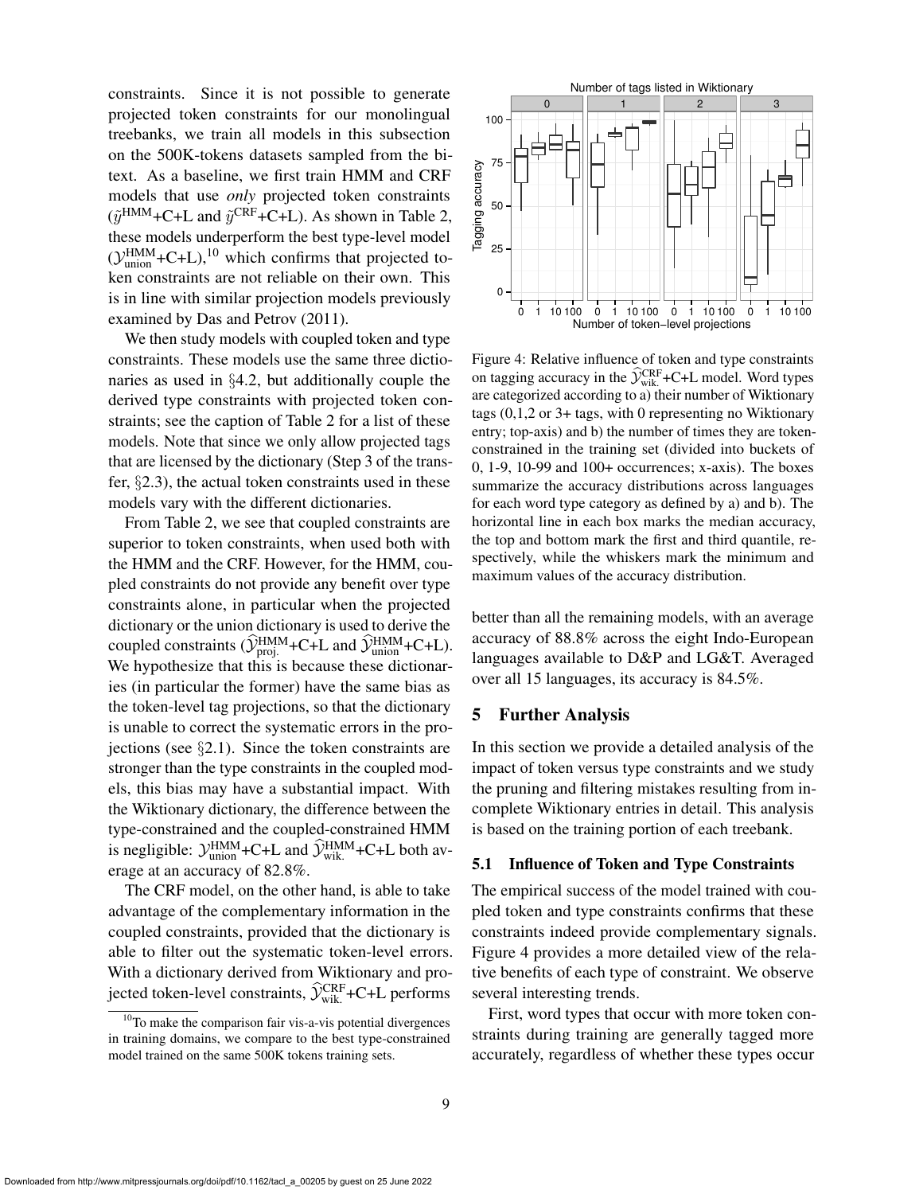constraints. Since it is not possible to generate projected token constraints for our monolingual treebanks, we train all models in this subsection on the 500K-tokens datasets sampled from the bitext. As a baseline, we first train HMM and CRF models that use *only* projected token constraints ($\tilde{y}^{\text{HMM}}$+C+L and $\tilde{y}^{\text{CRF}}$+C+L). As shown in Table 2, these models underperform the best type-level model ($\mathcal{Y}^{\text{HMM}}_{\text{union}}$+C+L),[10] which confirms that projected token constraints are not reliable on their own. This is in line with similar projection models previously examined by Das and Petrov (2011).

We then study models with coupled token and type constraints. These models use the same three dictionaries as used in §4.2, but additionally couple the derived type constraints with projected token constraints; see the caption of Table 2 for a list of these models. Note that since we only allow projected tags that are licensed by the dictionary (Step 3 of the transfer, §2.3), the actual token constraints used in these models vary with the different dictionaries.

From Table 2, we see that coupled constraints are superior to token constraints, when used both with the HMM and the CRF. However, for the HMM, coupled constraints do not provide any benefit over type constraints alone, in particular when the projected dictionary or the union dictionary is used to derive the coupled constraints ($\widehat{\mathcal{Y}}^{\text{HMM}}_{\text{proj.}}$+C+L and $\widehat{\mathcal{Y}}^{\text{HMM}}_{\text{union}}$+C+L). We hypothesize that this is because these dictionaries (in particular the former) have the same bias as the token-level tag projections, so that the dictionary is unable to correct the systematic errors in the projections (see §2.1). Since the token constraints are stronger than the type constraints in the coupled models, this bias may have a substantial impact. With the Wiktionary dictionary, the difference between the type-constrained and the coupled-constrained HMM is negligible: $\mathcal{Y}^{\text{HMM}}_{\text{union}}$+C+L and $\widehat{\mathcal{Y}}^{\text{HMM}}_{\text{wik.}}$+C+L both average at an accuracy of 82.8%.

The CRF model, on the other hand, is able to take advantage of the complementary information in the coupled constraints, provided that the dictionary is able to filter out the systematic token-level errors. With a dictionary derived from Wiktionary and projected token-level constraints, $\widehat{\mathcal{Y}}^{\text{CRF}}_{\text{wik.}}$+C+L performs better than all the remaining models, with an average accuracy of 88.8% across the eight Indo-European languages available to D&P and LG&T. Averaged over all 15 languages, its accuracy is 84.5%.

[10] To make the comparison fair vis-a-vis potential divergences in training domains, we compare to the best type-constrained model trained on the same 500K tokens training sets.

Figure 4: Relative influence of token and type constraints on tagging accuracy in the $\widehat{\mathcal{Y}}^{\text{CRF}}_{\text{wik.}}$+C+L model. Word types are categorized according to a) their number of Wiktionary tags (0,1,2 or 3+ tags, with 0 representing no Wiktionary entry; top-axis) and b) the number of times they are token-constrained in the training set (divided into buckets of 0, 1-9, 10-99 and 100+ occurrences; x-axis). The boxes summarize the accuracy distributions across languages for each word type category as defined by a) and b). The horizontal line in each box marks the median accuracy, the top and bottom mark the first and third quantile, respectively, while the whiskers mark the minimum and maximum values of the accuracy distribution.

## 5 Further Analysis

In this section we provide a detailed analysis of the impact of token versus type constraints and we study the pruning and filtering mistakes resulting from incomplete Wiktionary entries in detail. This analysis is based on the training portion of each treebank.

### 5.1 Influence of Token and Type Constraints

The empirical success of the model trained with coupled token and type constraints confirms that these constraints indeed provide complementary signals. Figure 4 provides a more detailed view of the relative benefits of each type of constraint. We observe several interesting trends.

First, word types that occur with more token constraints during training are generally tagged more accurately, regardless of whether these types occur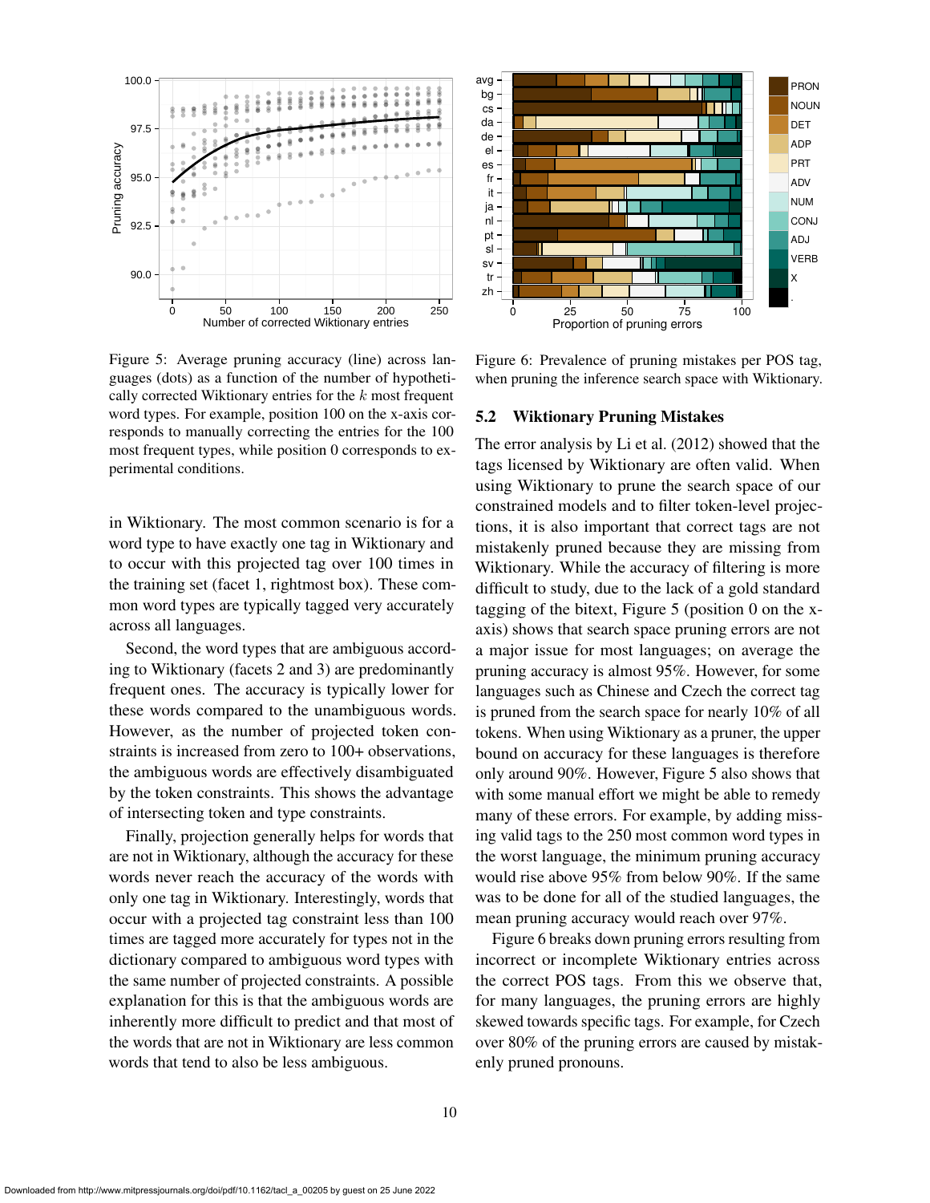Figure 5: Average pruning accuracy (line) across languages (dots) as a function of the number of hypothetically corrected Wiktionary entries for the $k$ most frequent word types. For example, position 100 on the x-axis corresponds to manually correcting the entries for the 100 most frequent types, while position 0 corresponds to experimental conditions.

Figure 6: Prevalence of pruning mistakes per POS tag, when pruning the inference search space with Wiktionary.

in Wiktionary. The most common scenario is for a word type to have exactly one tag in Wiktionary and to occur with this projected tag over 100 times in the training set (facet 1, rightmost box). These common word types are typically tagged very accurately across all languages.

Second, the word types that are ambiguous according to Wiktionary (facets 2 and 3) are predominantly frequent ones. The accuracy is typically lower for these words compared to the unambiguous words. However, as the number of projected token constraints is increased from zero to 100+ observations, the ambiguous words are effectively disambiguated by the token constraints. This shows the advantage of intersecting token and type constraints.

Finally, projection generally helps for words that are not in Wiktionary, although the accuracy for these words never reach the accuracy of the words with only one tag in Wiktionary. Interestingly, words that occur with a projected tag constraint less than 100 times are tagged more accurately for types not in the dictionary compared to ambiguous word types with the same number of projected constraints. A possible explanation for this is that the ambiguous words are inherently more difficult to predict and that most of the words that are not in Wiktionary are less common words that tend to also be less ambiguous.

## 5.2 Wiktionary Pruning Mistakes

The error analysis by Li et al. (2012) showed that the tags licensed by Wiktionary are often valid. When using Wiktionary to prune the search space of our constrained models and to filter token-level projections, it is also important that correct tags are not mistakenly pruned because they are missing from Wiktionary. While the accuracy of filtering is more difficult to study, due to the lack of a gold standard tagging of the bitext, Figure 5 (position 0 on the x-axis) shows that search space pruning errors are not a major issue for most languages; on average the pruning accuracy is almost 95%. However, for some languages such as Chinese and Czech the correct tag is pruned from the search space for nearly 10% of all tokens. When using Wiktionary as a pruner, the upper bound on accuracy for these languages is therefore only around 90%. However, Figure 5 also shows that with some manual effort we might be able to remedy many of these errors. For example, by adding missing valid tags to the 250 most common word types in the worst language, the minimum pruning accuracy would rise above 95% from below 90%. If the same was to be done for all of the studied languages, the mean pruning accuracy would reach over 97%.

Figure 6 breaks down pruning errors resulting from incorrect or incomplete Wiktionary entries across the correct POS tags. From this we observe that, for many languages, the pruning errors are highly skewed towards specific tags. For example, for Czech over 80% of the pruning errors are caused by mistakenly pruned pronouns.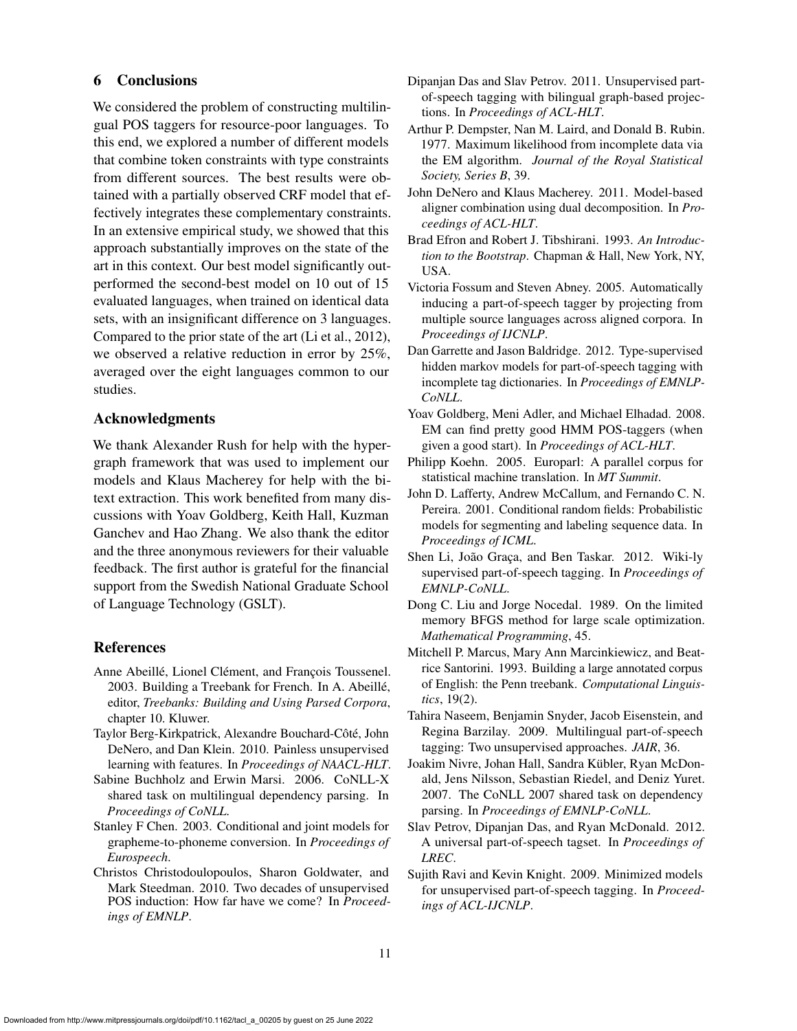## 6 Conclusions

We considered the problem of constructing multilingual POS taggers for resource-poor languages. To this end, we explored a number of different models that combine token constraints with type constraints from different sources. The best results were obtained with a partially observed CRF model that effectively integrates these complementary constraints. In an extensive empirical study, we showed that this approach substantially improves on the state of the art in this context. Our best model significantly outperformed the second-best model on 10 out of 15 evaluated languages, when trained on identical data sets, with an insignificant difference on 3 languages. Compared to the prior state of the art (Li et al., 2012), we observed a relative reduction in error by 25%, averaged over the eight languages common to our studies.

## Acknowledgments

We thank Alexander Rush for help with the hypergraph framework that was used to implement our models and Klaus Macherey for help with the bitext extraction. This work benefited from many discussions with Yoav Goldberg, Keith Hall, Kuzman Ganchev and Hao Zhang. We also thank the editor and the three anonymous reviewers for their valuable feedback. The first author is grateful for the financial support from the Swedish National Graduate School of Language Technology (GSLT).

## References

Anne Abeillé, Lionel Clément, and François Toussenel. 2003. Building a Treebank for French. In A. Abeillé, editor, *Treebanks: Building and Using Parsed Corpora*, chapter 10. Kluwer.

Taylor Berg-Kirkpatrick, Alexandre Bouchard-Côté, John DeNero, and Dan Klein. 2010. Painless unsupervised learning with features. In *Proceedings of NAACL-HLT*.

Sabine Buchholz and Erwin Marsi. 2006. CoNLL-X shared task on multilingual dependency parsing. In *Proceedings of CoNLL*.

Stanley F Chen. 2003. Conditional and joint models for grapheme-to-phoneme conversion. In *Proceedings of Eurospeech*.

Christos Christodoulopoulos, Sharon Goldwater, and Mark Steedman. 2010. Two decades of unsupervised POS induction: How far have we come? In *Proceedings of EMNLP*.

Dipanjan Das and Slav Petrov. 2011. Unsupervised part-of-speech tagging with bilingual graph-based projections. In *Proceedings of ACL-HLT*.

Arthur P. Dempster, Nan M. Laird, and Donald B. Rubin. 1977. Maximum likelihood from incomplete data via the EM algorithm. *Journal of the Royal Statistical Society, Series B*, 39.

John DeNero and Klaus Macherey. 2011. Model-based aligner combination using dual decomposition. In *Proceedings of ACL-HLT*.

Brad Efron and Robert J. Tibshirani. 1993. *An Introduction to the Bootstrap*. Chapman & Hall, New York, NY, USA.

Victoria Fossum and Steven Abney. 2005. Automatically inducing a part-of-speech tagger by projecting from multiple source languages across aligned corpora. In *Proceedings of IJCNLP*.

Dan Garrette and Jason Baldridge. 2012. Type-supervised hidden markov models for part-of-speech tagging with incomplete tag dictionaries. In *Proceedings of EMNLP-CoNLL*.

Yoav Goldberg, Meni Adler, and Michael Elhadad. 2008. EM can find pretty good HMM POS-taggers (when given a good start). In *Proceedings of ACL-HLT*.

Philipp Koehn. 2005. Europarl: A parallel corpus for statistical machine translation. In *MT Summit*.

John D. Lafferty, Andrew McCallum, and Fernando C. N. Pereira. 2001. Conditional random fields: Probabilistic models for segmenting and labeling sequence data. In *Proceedings of ICML*.

Shen Li, João Graça, and Ben Taskar. 2012. Wiki-ly supervised part-of-speech tagging. In *Proceedings of EMNLP-CoNLL*.

Dong C. Liu and Jorge Nocedal. 1989. On the limited memory BFGS method for large scale optimization. *Mathematical Programming*, 45.

Mitchell P. Marcus, Mary Ann Marcinkiewicz, and Beatrice Santorini. 1993. Building a large annotated corpus of English: the Penn treebank. *Computational Linguistics*, 19(2).

Tahira Naseem, Benjamin Snyder, Jacob Eisenstein, and Regina Barzilay. 2009. Multilingual part-of-speech tagging: Two unsupervised approaches. *JAIR*, 36.

Joakim Nivre, Johan Hall, Sandra Kübler, Ryan McDonald, Jens Nilsson, Sebastian Riedel, and Deniz Yuret. 2007. The CoNLL 2007 shared task on dependency parsing. In *Proceedings of EMNLP-CoNLL*.

Slav Petrov, Dipanjan Das, and Ryan McDonald. 2012. A universal part-of-speech tagset. In *Proceedings of LREC*.

Sujith Ravi and Kevin Knight. 2009. Minimized models for unsupervised part-of-speech tagging. In *Proceedings of ACL-IJCNLP*.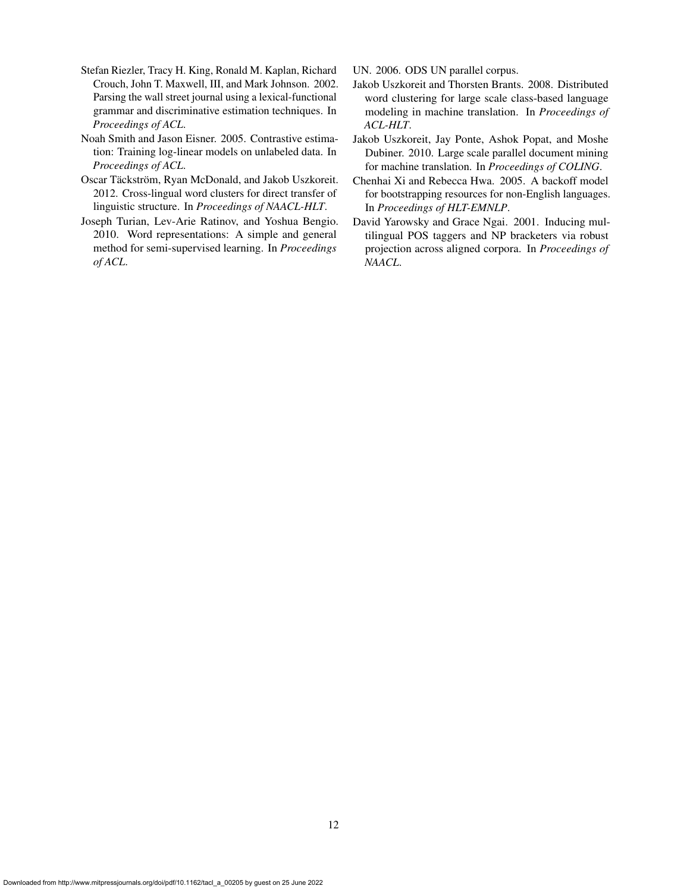Stefan Riezler, Tracy H. King, Ronald M. Kaplan, Richard Crouch, John T. Maxwell, III, and Mark Johnson. 2002. Parsing the wall street journal using a lexical-functional grammar and discriminative estimation techniques. In *Proceedings of ACL*.

Noah Smith and Jason Eisner. 2005. Contrastive estimation: Training log-linear models on unlabeled data. In *Proceedings of ACL*.

Oscar Täckström, Ryan McDonald, and Jakob Uszkoreit. 2012. Cross-lingual word clusters for direct transfer of linguistic structure. In *Proceedings of NAACL-HLT*.

Joseph Turian, Lev-Arie Ratinov, and Yoshua Bengio. 2010. Word representations: A simple and general method for semi-supervised learning. In *Proceedings of ACL*.

UN. 2006. ODS UN parallel corpus.

Jakob Uszkoreit and Thorsten Brants. 2008. Distributed word clustering for large scale class-based language modeling in machine translation. In *Proceedings of ACL-HLT*.

Jakob Uszkoreit, Jay Ponte, Ashok Popat, and Moshe Dubiner. 2010. Large scale parallel document mining for machine translation. In *Proceedings of COLING*.

Chenhai Xi and Rebecca Hwa. 2005. A backoff model for bootstrapping resources for non-English languages. In *Proceedings of HLT-EMNLP*.

David Yarowsky and Grace Ngai. 2001. Inducing multilingual POS taggers and NP bracketers via robust projection across aligned corpora. In *Proceedings of NAACL*.